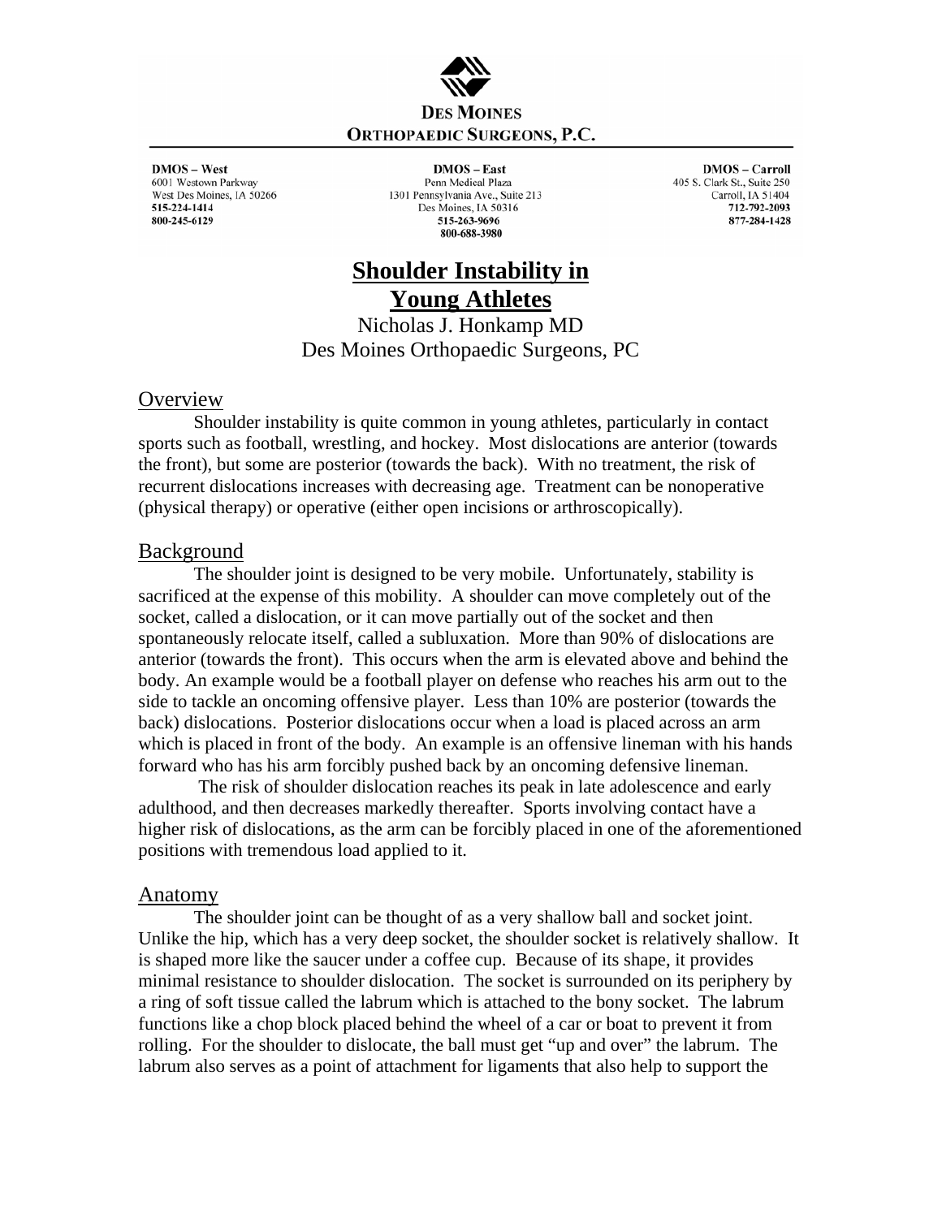**DES MOINES ORTHOPAEDIC SURGEONS, P.C.**

**DMOS – West**
6001 Westown Parkway
West Des Moines, IA 50266
**515-224-1414**
**800-245-6129**

**DMOS – East**
Penn Medical Plaza
1301 Pennsylvania Ave., Suite 213
Des Moines, IA 50316
**515-263-9696**
**800-688-3980**

**DMOS – Carroll**
405 S. Clark St., Suite 250
Carroll, IA 51404
**712-792-2093**
**877-284-1428**

# Shoulder Instability in Young Athletes

Nicholas J. Honkamp MD
Des Moines Orthopaedic Surgeons, PC

## Overview

Shoulder instability is quite common in young athletes, particularly in contact sports such as football, wrestling, and hockey. Most dislocations are anterior (towards the front), but some are posterior (towards the back). With no treatment, the risk of recurrent dislocations increases with decreasing age. Treatment can be nonoperative (physical therapy) or operative (either open incisions or arthroscopically).

## Background

The shoulder joint is designed to be very mobile. Unfortunately, stability is sacrificed at the expense of this mobility. A shoulder can move completely out of the socket, called a dislocation, or it can move partially out of the socket and then spontaneously relocate itself, called a subluxation. More than 90% of dislocations are anterior (towards the front). This occurs when the arm is elevated above and behind the body. An example would be a football player on defense who reaches his arm out to the side to tackle an oncoming offensive player. Less than 10% are posterior (towards the back) dislocations. Posterior dislocations occur when a load is placed across an arm which is placed in front of the body. An example is an offensive lineman with his hands forward who has his arm forcibly pushed back by an oncoming defensive lineman.

The risk of shoulder dislocation reaches its peak in late adolescence and early adulthood, and then decreases markedly thereafter. Sports involving contact have a higher risk of dislocations, as the arm can be forcibly placed in one of the aforementioned positions with tremendous load applied to it.

## Anatomy

The shoulder joint can be thought of as a very shallow ball and socket joint. Unlike the hip, which has a very deep socket, the shoulder socket is relatively shallow. It is shaped more like the saucer under a coffee cup. Because of its shape, it provides minimal resistance to shoulder dislocation. The socket is surrounded on its periphery by a ring of soft tissue called the labrum which is attached to the bony socket. The labrum functions like a chop block placed behind the wheel of a car or boat to prevent it from rolling. For the shoulder to dislocate, the ball must get "up and over" the labrum. The labrum also serves as a point of attachment for ligaments that also help to support the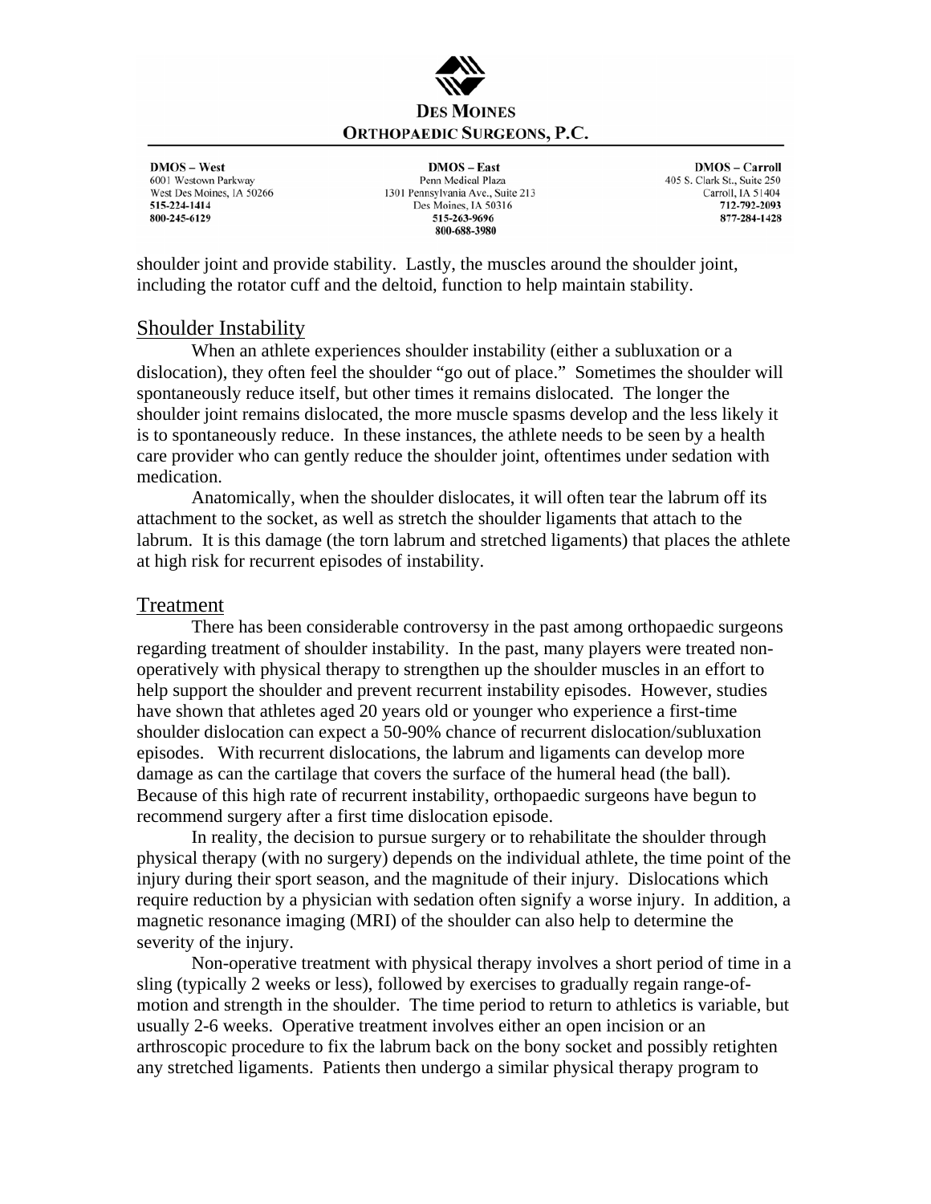shoulder joint and provide stability. Lastly, the muscles around the shoulder joint, including the rotator cuff and the deltoid, function to help maintain stability.

## Shoulder Instability

When an athlete experiences shoulder instability (either a subluxation or a dislocation), they often feel the shoulder "go out of place." Sometimes the shoulder will spontaneously reduce itself, but other times it remains dislocated. The longer the shoulder joint remains dislocated, the more muscle spasms develop and the less likely it is to spontaneously reduce. In these instances, the athlete needs to be seen by a health care provider who can gently reduce the shoulder joint, oftentimes under sedation with medication.

Anatomically, when the shoulder dislocates, it will often tear the labrum off its attachment to the socket, as well as stretch the shoulder ligaments that attach to the labrum. It is this damage (the torn labrum and stretched ligaments) that places the athlete at high risk for recurrent episodes of instability.

## Treatment

There has been considerable controversy in the past among orthopaedic surgeons regarding treatment of shoulder instability. In the past, many players were treated non-operatively with physical therapy to strengthen up the shoulder muscles in an effort to help support the shoulder and prevent recurrent instability episodes. However, studies have shown that athletes aged 20 years old or younger who experience a first-time shoulder dislocation can expect a 50-90% chance of recurrent dislocation/subluxation episodes. With recurrent dislocations, the labrum and ligaments can develop more damage as can the cartilage that covers the surface of the humeral head (the ball). Because of this high rate of recurrent instability, orthopaedic surgeons have begun to recommend surgery after a first time dislocation episode.

In reality, the decision to pursue surgery or to rehabilitate the shoulder through physical therapy (with no surgery) depends on the individual athlete, the time point of the injury during their sport season, and the magnitude of their injury. Dislocations which require reduction by a physician with sedation often signify a worse injury. In addition, a magnetic resonance imaging (MRI) of the shoulder can also help to determine the severity of the injury.

Non-operative treatment with physical therapy involves a short period of time in a sling (typically 2 weeks or less), followed by exercises to gradually regain range-of-motion and strength in the shoulder. The time period to return to athletics is variable, but usually 2-6 weeks. Operative treatment involves either an open incision or an arthroscopic procedure to fix the labrum back on the bony socket and possibly retighten any stretched ligaments. Patients then undergo a similar physical therapy program to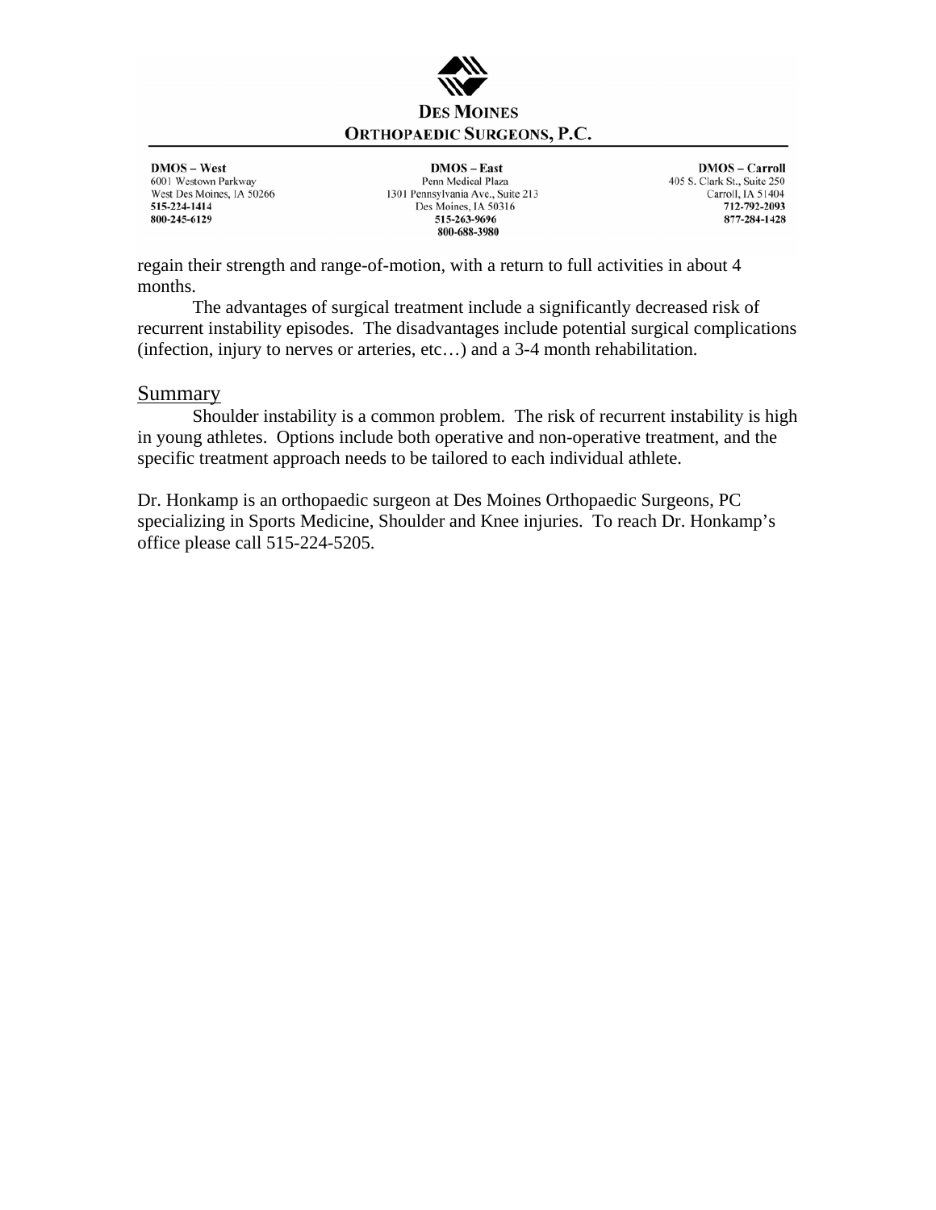regain their strength and range-of-motion, with a return to full activities in about 4 months.

The advantages of surgical treatment include a significantly decreased risk of recurrent instability episodes. The disadvantages include potential surgical complications (infection, injury to nerves or arteries, etc…) and a 3-4 month rehabilitation.

## Summary

Shoulder instability is a common problem. The risk of recurrent instability is high in young athletes. Options include both operative and non-operative treatment, and the specific treatment approach needs to be tailored to each individual athlete.

Dr. Honkamp is an orthopaedic surgeon at Des Moines Orthopaedic Surgeons, PC specializing in Sports Medicine, Shoulder and Knee injuries. To reach Dr. Honkamp's office please call 515-224-5205.